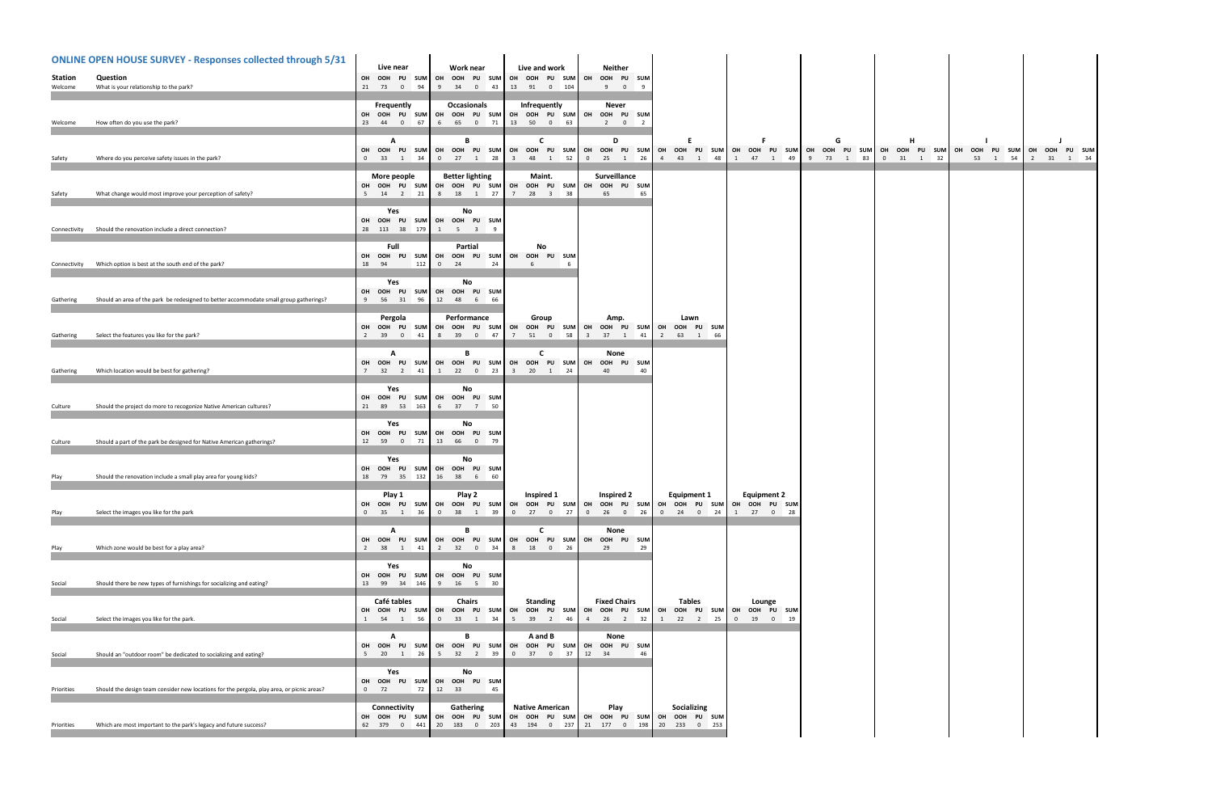## ONLINE OPEN HOUSE SURVEY - Responses collected through 5/31

| Station | Question | Response | OH | OOH | PU | SUM |
|---|---|---|---|---|---|---|
| Welcome | What is your relationship to the park? | Live near | 21 | 73 | 0 | 94 |
| | | Work near | 9 | 34 | 0 | 43 |
| | | Live and work | 13 | 91 | 0 | 104 |
| | | Neither | | 9 | 0 | 9 |
| Welcome | How often do you use the park? | Frequently | 23 | 44 | 0 | 67 |
| | | Occasionals | 6 | 65 | 0 | 71 |
| | | Infrequently | 13 | 50 | 0 | 63 |
| | | Never | | 2 | 0 | 2 |
| Safety | Where do you perceive safety issues in the park? | A | 0 | 33 | 1 | 34 |
| | | B | 0 | 27 | 1 | 28 |
| | | C | 3 | 48 | 1 | 52 |
| | | D | 0 | 25 | 1 | 26 |
| | | E | 4 | 43 | 1 | 48 |
| | | F | 1 | 47 | 1 | 49 |
| | | G | 9 | 73 | 1 | 83 |
| | | H | 0 | 31 | 1 | 32 |
| | | I | | 53 | 1 | 54 |
| | | J | 2 | 31 | 1 | 34 |
| Safety | What change would most improve your perception of safety? | More people | 5 | 14 | 2 | 21 |
| | | Better lighting | 8 | 18 | 1 | 27 |
| | | Maint. | 7 | 28 | 3 | 38 |
| | | Surveillance | | 65 | | 65 |
| Connectivity | Should the renovation include a direct connection? | Yes | 28 | 113 | 38 | 179 |
| | | No | 1 | 5 | 3 | 9 |
| Connectivity | Which option is best at the south end of the park? | Full | 18 | 94 | | 112 |
| | | Partial | 0 | 24 | | 24 |
| | | No | | 6 | | 6 |
| Gathering | Should an area of the park be redesigned to better accommodate small group gatherings? | Yes | 9 | 56 | 31 | 96 |
| | | No | 12 | 48 | 6 | 66 |
| Gathering | Select the features you like for the park? | Pergola | 2 | 39 | 0 | 41 |
| | | Performance | 8 | 39 | 0 | 47 |
| | | Group | 7 | 51 | 0 | 58 |
| | | Amp. | 3 | 37 | 1 | 41 |
| | | Lawn | 2 | 63 | 1 | 66 |
| Gathering | Which location would be best for gathering? | A | 7 | 32 | 2 | 41 |
| | | B | 1 | 22 | 0 | 23 |
| | | C | 3 | 20 | 1 | 24 |
| | | None | | 40 | | 40 |
| Culture | Should the project do more to recogonize Native American cultures? | Yes | 21 | 89 | 53 | 163 |
| | | No | 6 | 37 | 7 | 50 |
| Culture | Should a part of the park be designed for Native American gatherings? | Yes | 12 | 59 | 0 | 71 |
| | | No | 13 | 66 | 0 | 79 |
| Play | Should the renovation include a small play area for young kids? | Yes | 18 | 79 | 35 | 132 |
| | | No | 16 | 38 | 6 | 60 |
| Play | Select the images you like for the park | Play 1 | 0 | 35 | 1 | 36 |
| | | Play 2 | 0 | 38 | 1 | 39 |
| | | Inspired 1 | 0 | 27 | 0 | 27 |
| | | Inspired 2 | 0 | 26 | 0 | 26 |
| | | Equipment 1 | 0 | 24 | 0 | 24 |
| | | Equipment 2 | 1 | 27 | 0 | 28 |
| Play | Which zone would be best for a play area? | A | 2 | 38 | 1 | 41 |
| | | B | 2 | 32 | 0 | 34 |
| | | C | 8 | 18 | 0 | 26 |
| | | None | | 29 | | 29 |
| Social | Should there be new types of furnishings for socializing and eating? | Yes | 13 | 99 | 34 | 146 |
| | | No | 9 | 16 | 5 | 30 |
| Social | Select the images you like for the park. | Café tables | 1 | 54 | 1 | 56 |
| | | Chairs | 0 | 33 | 1 | 34 |
| | | Standing | 5 | 39 | 2 | 46 |
| | | Fixed Chairs | 4 | 26 | 2 | 32 |
| | | Tables | 1 | 22 | 2 | 25 |
| | | Lounge | 0 | 19 | 0 | 19 |
| Social | Should an "outdoor room" be dedicated to socializing and eating? | A | 5 | 20 | 1 | 26 |
| | | B | 5 | 32 | 2 | 39 |
| | | A and B | 0 | 37 | 0 | 37 |
| | | None | 12 | 34 | | 46 |
| Priorities | Should the design team consider new locations for the pergola, play area, or picnic areas? | Yes | 0 | 72 | | 72 |
| | | No | 12 | 33 | | 45 |
| Priorities | Which are most important to the park's legacy and future success? | Connectivity | 62 | 379 | 0 | 441 |
| | | Gathering | 20 | 183 | 0 | 203 |
| | | Native American | 43 | 194 | 0 | 237 |
| | | Play | 21 | 177 | 0 | 198 |
| | | Socializing | 20 | 233 | 0 | 253 |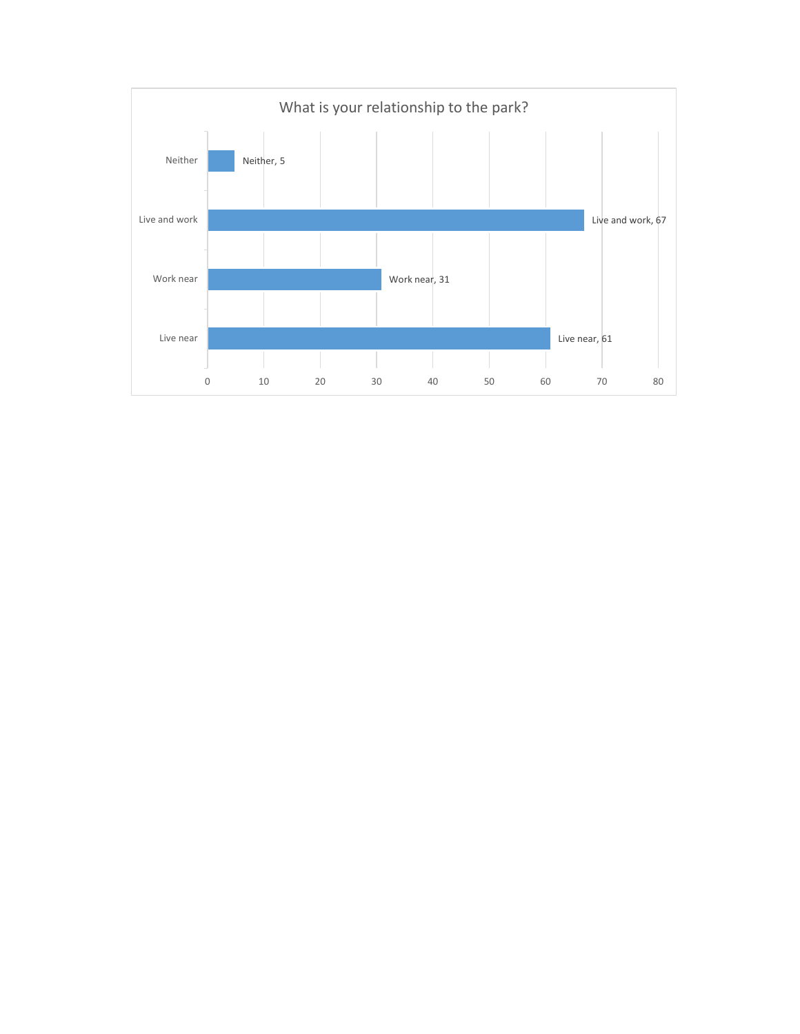**What is your relationship to the park?**

| Category | Count |
|---|---|
| Neither | 5 |
| Live and work | 67 |
| Work near | 31 |
| Live near | 61 |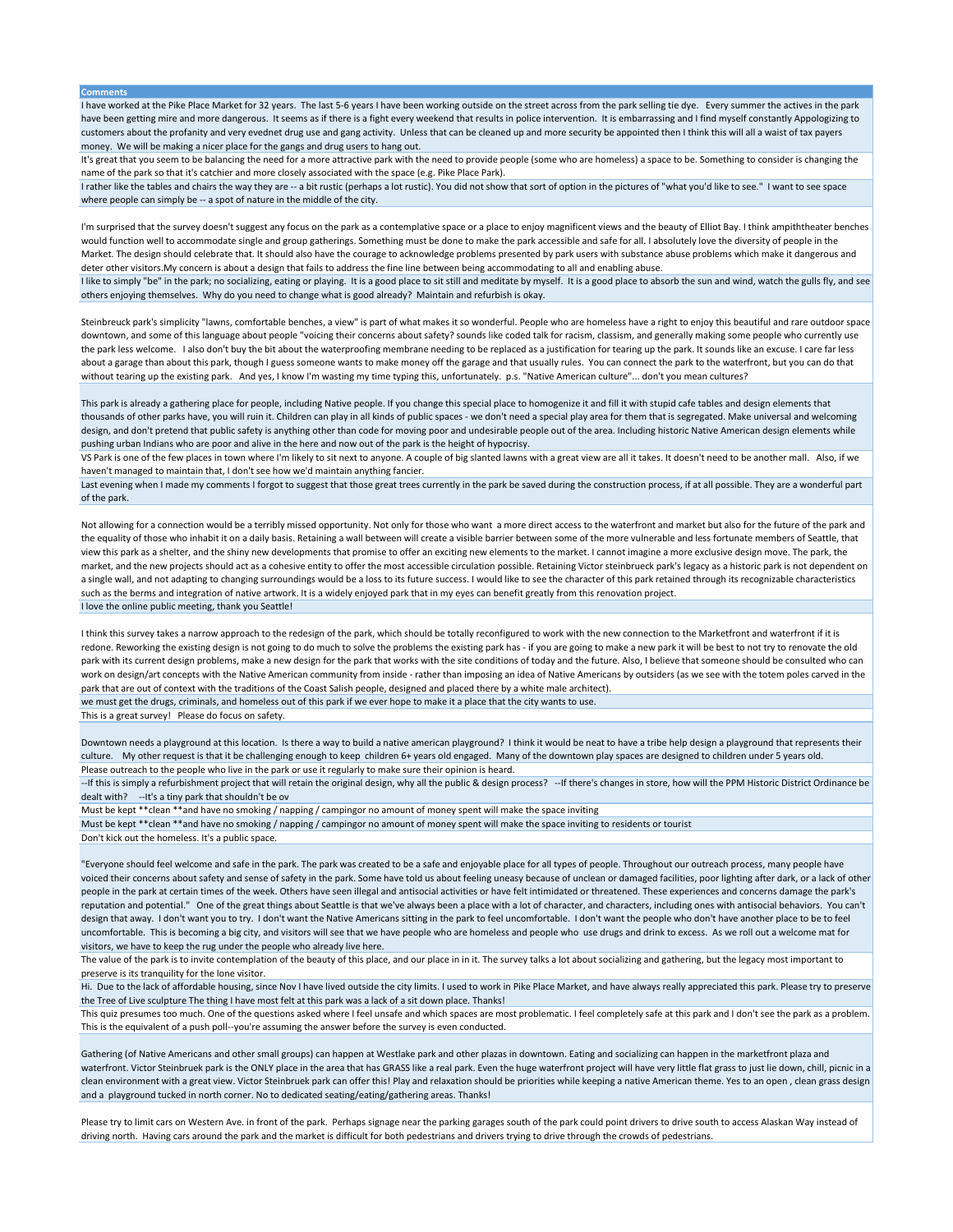| Comments |
| --- |
| I have worked at the Pike Place Market for 32 years. The last 5-6 years I have been working outside on the street across from the park selling tie dye. Every summer the actives in the park have been getting mire and more dangerous. It seems as if there is a fight every weekend that results in police intervention. It is embarrassing and I find myself constantly Appologizing to customers about the profanity and very evednet drug use and gang activity. Unless that can be cleaned up and more security be appointed then I think this will all a waist of tax payers money. We will be making a nicer place for the gangs and drug users to hang out. |
| It's great that you seem to be balancing the need for a more attractive park with the need to provide people (some who are homeless) a space to be. Something to consider is changing the name of the park so that it's catchier and more closely associated with the space (e.g. Pike Place Park). |
| I rather like the tables and chairs the way they are -- a bit rustic (perhaps a lot rustic). You did not show that sort of option in the pictures of "what you'd like to see." I want to see space where people can simply be -- a spot of nature in the middle of the city. |
| I'm surprised that the survey doesn't suggest any focus on the park as a contemplative space or a place to enjoy magnificent views and the beauty of Elliot Bay. I think ampiththeater benches would function well to accommodate single and group gatherings. Something must be done to make the park accessible and safe for all. I absolutely love the diversity of people in the Market. The design should celebrate that. It should also have the courage to acknowledge problems presented by park users with substance abuse problems which make it dangerous and deter other visitors.My concern is about a design that fails to address the fine line between being accommodating to all and enabling abuse. |
| I like to simply "be" in the park; no socializing, eating or playing. It is a good place to sit still and meditate by myself. It is a good place to absorb the sun and wind, watch the gulls fly, and see others enjoying themselves. Why do you need to change what is good already? Maintain and refurbish is okay. |
| Steinbreuck park's simplicity "lawns, comfortable benches, a view" is part of what makes it so wonderful. People who are homeless have a right to enjoy this beautiful and rare outdoor space downtown, and some of this language about people "voicing their concerns about safety? sounds like coded talk for racism, classism, and generally making some people who currently use the park less welcome. I also don't buy the bit about the waterproofing membrane needing to be replaced as a justification for tearing up the park. It sounds like an excuse. I care far less about a garage than about this park, though I guess someone wants to make money off the garage and that usually rules. You can connect the park to the waterfront, but you can do that without tearing up the existing park. And yes, I know I'm wasting my time typing this, unfortunately. p.s. "Native American culture"... don't you mean cultures? |
| This park is already a gathering place for people, including Native people. If you change this special place to homogenize it and fill it with stupid cafe tables and design elements that thousands of other parks have, you will ruin it. Children can play in all kinds of public spaces - we don't need a special play area for them that is segregated. Make universal and welcoming design, and don't pretend that public safety is anything other than code for moving poor and undesirable people out of the area. Including historic Native American design elements while pushing urban Indians who are poor and alive in the here and now out of the park is the height of hypocrisy. |
| VS Park is one of the few places in town where I'm likely to sit next to anyone. A couple of big slanted lawns with a great view are all it takes. It doesn't need to be another mall. Also, if we haven't managed to maintain that, I don't see how we'd maintain anything fancier. |
| Last evening when I made my comments I forgot to suggest that those great trees currently in the park be saved during the construction process, if at all possible. They are a wonderful part of the park. |
| Not allowing for a connection would be a terribly missed opportunity. Not only for those who want a more direct access to the waterfront and market but also for the future of the park and the equality of those who inhabit it on a daily basis. Retaining a wall between will create a visible barrier between some of the more vulnerable and less fortunate members of Seattle, that view this park as a shelter, and the shiny new developments that promise to offer an exciting new elements to the market. I cannot imagine a more exclusive design move. The park, the market, and the new projects should act as a cohesive entity to offer the most accessible circulation possible. Retaining Victor steinbrueck park's legacy as a historic park is not dependent on a single wall, and not adapting to changing surroundings would be a loss to its future success. I would like to see the character of this park retained through its recognizable characteristics such as the berms and integration of native artwork. It is a widely enjoyed park that in my eyes can benefit greatly from this renovation project. |
| I love the online public meeting, thank you Seattle! |
| I think this survey takes a narrow approach to the redesign of the park, which should be totally reconfigured to work with the new connection to the Marketfront and waterfront if it is redone. Reworking the existing design is not going to do much to solve the problems the existing park has - if you are going to make a new park it will be best to not try to renovate the old park with its current design problems, make a new design for the park that works with the site conditions of today and the future. Also, I believe that someone should be consulted who can work on design/art concepts with the Native American community from inside - rather than imposing an idea of Native Americans by outsiders (as we see with the totem poles carved in the park that are out of context with the traditions of the Coast Salish people, designed and placed there by a white male architect). |
| we must get the drugs, criminals, and homeless out of this park if we ever hope to make it a place that the city wants to use. |
| This is a great survey! Please do focus on safety. |
| Downtown needs a playground at this location. Is there a way to build a native american playground? I think it would be neat to have a tribe help design a playground that represents their culture. My other request is that it be challenging enough to keep children 6+ years old engaged. Many of the downtown play spaces are designed to children under 5 years old. |
| Please outreach to the people who live in the park or use it regularly to make sure their opinion is heard. |
| --If this is simply a refurbishment project that will retain the original design, why all the public & design process? --If there's changes in store, how will the PPM Historic District Ordinance be dealt with? --It's a tiny park that shouldn't be ov |
| Must be kept **clean **and have no smoking / napping / campingor no amount of money spent will make the space inviting |
| Must be kept **clean **and have no smoking / napping / campingor no amount of money spent will make the space inviting to residents or tourist |
| Don't kick out the homeless. It's a public space. |
| "Everyone should feel welcome and safe in the park. The park was created to be a safe and enjoyable place for all types of people. Throughout our outreach process, many people have voiced their concerns about safety and sense of safety in the park. Some have told us about feeling uneasy because of unclean or damaged facilities, poor lighting after dark, or a lack of other people in the park at certain times of the week. Others have seen illegal and antisocial activities or have felt intimidated or threatened. These experiences and concerns damage the park's reputation and potential." One of the great things about Seattle is that we've always been a place with a lot of character, and characters, including ones with antisocial behaviors. You can't design that away. I don't want you to try. I don't want the Native Americans sitting in the park to feel uncomfortable. I don't want the people who don't have another place to be to feel uncomfortable. This is becoming a big city, and visitors will see that we have people who are homeless and people who use drugs and drink to excess. As we roll out a welcome mat for visitors, we have to keep the rug under the people who already live here. |
| The value of the park is to invite contemplation of the beauty of this place, and our place in in it. The survey talks a lot about socializing and gathering, but the legacy most important to preserve is its tranquility for the lone visitor. |
| Hi. Due to the lack of affordable housing, since Nov I have lived outside the city limits. I used to work in Pike Place Market, and have always really appreciated this park. Please try to preserve the Tree of Live sculpture The thing I have most felt at this park was a lack of a sit down place. Thanks! |
| This quiz presumes too much. One of the questions asked where I feel unsafe and which spaces are most problematic. I feel completely safe at this park and I don't see the park as a problem. This is the equivalent of a push poll--you're assuming the answer before the survey is even conducted. |
| Gathering (of Native Americans and other small groups) can happen at Westlake park and other plazas in downtown. Eating and socializing can happen in the marketfront plaza and waterfront. Victor Steinbruek park is the ONLY place in the area that has GRASS like a real park. Even the huge waterfront project will have very little flat grass to just lie down, chill, picnic in a clean environment with a great view. Victor Steinbruek park can offer this! Play and relaxation should be priorities while keeping a native American theme. Yes to an open , clean grass design and a playground tucked in north corner. No to dedicated seating/eating/gathering areas. Thanks! |
| Please try to limit cars on Western Ave. in front of the park. Perhaps signage near the parking garages south of the park could point drivers to drive south to access Alaskan Way instead of driving north. Having cars around the park and the market is difficult for both pedestrians and drivers trying to drive through the crowds of pedestrians. |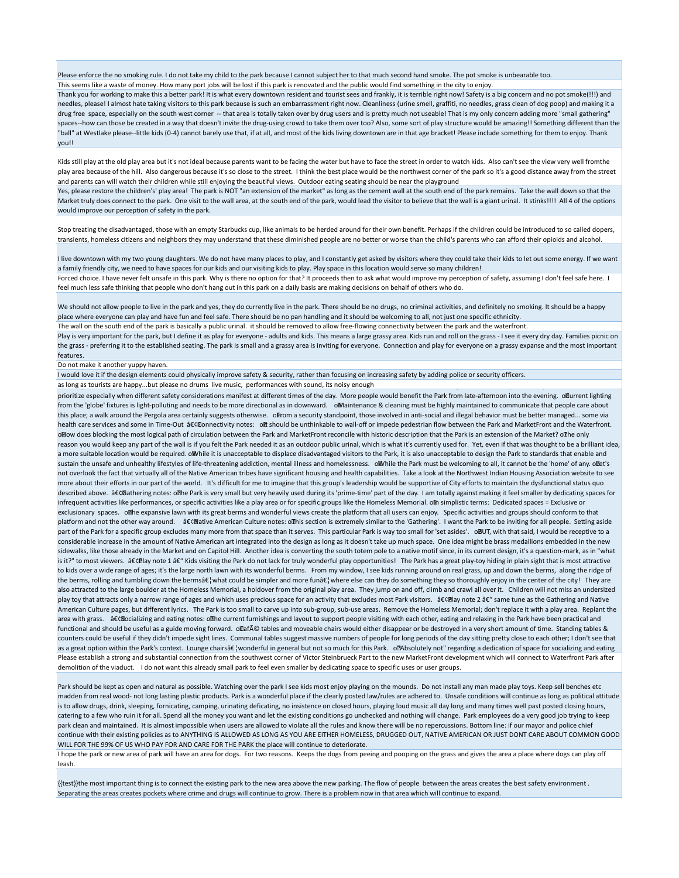Please enforce the no smoking rule. I do not take my child to the park because I cannot subject her to that much second hand smoke. The pot smoke is unbearable too.

This seems like a waste of money. How many port jobs will be lost if this park is renovated and the public would find something in the city to enjoy.

Thank you for working to make this a better park! It is what every downtown resident and tourist sees and frankly, it is terrible right now! Safety is a big concern and no pot smoke(!!!) and needles, please! I almost hate taking visitors to this park because is such an embarrassment right now. Cleanliness (urine smell, graffiti, no needles, grass clean of dog poop) and making it a drug free space, especially on the south west corner -- that area is totally taken over by drug users and is pretty much not useable! That is my only concern adding more "small gathering" spaces--how can those be created in a way that doesn't invite the drug-using crowd to take them over too? Also, some sort of play structure would be amazing!! Something different than the "ball" at Westlake please--little kids (0-4) cannot barely use that, if at all, and most of the kids living downtown are in that age bracket! Please include something for them to enjoy. Thank you!!

Kids still play at the old play area but it's not ideal because parents want to be facing the water but have to face the street in order to watch kids. Also can't see the view very well fromthe play area because of the hill. Also dangerous because it's so close to the street. I think the best place would be the northwest corner of the park so it's a good distance away from the street and parents can will watch their children while still enjoying the beautiful views. Outdoor eating seating should be near the playground

Yes, please restore the children's' play area! The park is NOT "an extension of the market" as long as the cement wall at the south end of the park remains. Take the wall down so that the Market truly does connect to the park. One visit to the wall area, at the south end of the park, would lead the visitor to believe that the wall is a giant urinal. It stinks!!!! All 4 of the options would improve our perception of safety in the park.

Stop treating the disadvantaged, those with an empty Starbucks cup, like animals to be herded around for their own benefit. Perhaps if the children could be introduced to so called dopers, transients, homeless citizens and neighbors they may understand that these diminished people are no better or worse than the child's parents who can afford their opioids and alcohol.

I live downtown with my two young daughters. We do not have many places to play, and I constantly get asked by visitors where they could take their kids to let out some energy. If we want a family friendly city, we need to have spaces for our kids and our visiting kids to play. Play space in this location would serve so many children!

Forced choice. I have never felt unsafe in this park. Why is there no option for that? It proceeds then to ask what would improve my perception of safety, assuming I don't feel safe here. I feel much less safe thinking that people who don't hang out in this park on a daily basis are making decisions on behalf of others who do.

We should not allow people to live in the park and yes, they do currently live in the park. There should be no drugs, no criminal activities, and definitely no smoking. It should be a happy place where everyone can play and have fun and feel safe. There should be no pan handling and it should be welcoming to all, not just one specific ethnicity.

The wall on the south end of the park is basically a public urinal. it should be removed to allow free-flowing connectivity between the park and the waterfront.

Play is very important for the park, but I define it as play for everyone - adults and kids. This means a large grassy area. Kids run and roll on the grass - I see it every dry day. Families picnic on the grass - preferring it to the established seating. The park is small and a grassy area is inviting for everyone. Connection and play for everyone on a grassy expanse and the most important features.

Do not make it another yuppy haven.

I would love it if the design elements could physically improve safety & security, rather than focusing on increasing safety by adding police or security officers.

as long as tourists are happy...but please no drums live music, performances with sound, its noisy enough

prioritize especially when different safety considerations manifest at different times of the day. More people would benefit the Park from late-afternoon into the evening. oCurrent lighting from the 'globe' fixtures is light-polluting and needs to be more directional as in downward. oMaintenance & cleaning must be highly maintained to communicate that people care about this place; a walk around the Pergola area certainly suggests otherwise. oFrom a security standpoint, those involved in anti-social and illegal behavior must be better managed... some via health care services and some in Time-Out â€¢Connectivity notes: oIt should be unthinkable to wall-off or impede pedestrian flow between the Park and MarketFront and the Waterfront. oHow does blocking the most logical path of circulation between the Park and MarketFront reconcile with historic description that the Park is an extension of the Market? oThe only reason you would keep any part of the wall is if you felt the Park needed it as an outdoor public urinal, which is what it's currently used for. Yet, even if that was thought to be a brilliant idea, a more suitable location would be required. oWhile it is unacceptable to displace disadvantaged visitors to the Park, it is also unacceptable to design the Park to standards that enable and sustain the unsafe and unhealthy lifestyles of life-threatening addiction, mental illness and homelessness. oWhile the Park must be welcoming to all, it cannot be the 'home' of any. oLet's not overlook the fact that virtually all of the Native American tribes have significant housing and health capabilities. Take a look at the Northwest Indian Housing Association website to see more about their efforts in our part of the world. It's difficult for me to imagine that this group's leadership would be supportive of City efforts to maintain the dysfunctional status quo described above. â€¢Gathering notes: oThe Park is very small but very heavily used during its 'prime-time' part of the day. I am totally against making it feel smaller by dedicating spaces for infrequent activities like performances, or specific activities like a play area or for specific groups like the Homeless Memorial. oIn simplistic terms: Dedicated spaces = Exclusive or exclusionary spaces. oThe expansive lawn with its great berms and wonderful views create the platform that all users can enjoy. Specific activities and groups should conform to that platform and not the other way around. â€¢Native American Culture notes: oThis section is extremely similar to the 'Gathering'. I want the Park to be inviting for all people. Setting aside part of the Park for a specific group excludes many more from that space than it serves. This particular Park is way too small for 'set asides'. oBUT, with that said, I would be receptive to a considerable increase in the amount of Native American art integrated into the design as long as it doesn't take up much space. One idea might be brass medallions embedded in the new sidewalks, like those already in the Market and on Capitol Hill. Another idea is converting the south totem pole to a native motif since, in its current design, it's a question-mark, as in "what is it?" to most viewers. â€¢Play note 1 â€" Kids visiting the Park do not lack for truly wonderful play opportunities! The Park has a great play-toy hiding in plain sight that is most attractive to kids over a wide range of ages; it's the large north lawn with its wonderful berms. From my window, I see kids running around on real grass, up and down the berms, along the ridge of the berms, rolling and tumbling down the bermsâ€¦what could be simpler and more funâ€¦where else can they do something they so thoroughly enjoy in the center of the city! They are also attracted to the large boulder at the Homeless Memorial, a holdover from the original play area. They jump on and off, climb and crawl all over it. Children will not miss an undersized play toy that attracts only a narrow range of ages and which uses precious space for an activity that excludes most Park visitors. â€¢Play note 2 â€" same tune as the Gathering and Native American Culture pages, but different lyrics. The Park is too small to carve up into sub-group, sub-use areas. Remove the Homeless Memorial; don't replace it with a play area. Replant the area with grass. â€¢Socializing and eating notes: oThe current furnishings and layout to support people visiting with each other, eating and relaxing in the Park have been practical and functional and should be useful as a guide moving forward. oCafÃ© tables and moveable chairs would either disappear or be destroyed in a very short amount of time. Standing tables & counters could be useful if they didn't impede sight lines. Communal tables suggest massive numbers of people for long periods of the day sitting pretty close to each other; I don't see that as a great option within the Park's context. Lounge chairsâ€¦wonderful in general but not so much for this Park. o"Absolutely not" regarding a dedication of space for socializing and eating

Please establish a strong and substantial connection from the southwest corner of Victor Steinbrueck Part to the new MarketFront development which will connect to Waterfront Park after demolition of the viaduct. I do not want this already small park to feel even smaller by dedicating space to specific uses or user groups.

Park should be kept as open and natural as possible. Watching over the park I see kids most enjoy playing on the mounds. Do not install any man made play toys. Keep sell benches etc madden from real wood- not long lasting plastic products. Park is a wonderful place if the clearly posted law/rules are adhered to. Unsafe conditions will continue as long as political attitude is to allow drugs, drink, sleeping, fornicating, camping, urinating deficating, no insistence on closed hours, playing loud music all day long and many times well past posted closing hours, catering to a few who ruin it for all. Spend all the money you want and let the existing conditions go unchecked and nothing will change. Park employees do a very good job trying to keep park clean and maintained. It is almost impossible when users are allowed to violate all the rules and know there will be no repercussions. Bottom line: if our mayor and police chief continue with their existing policies as to ANYTHING IS ALLOWED AS LONG AS YOU ARE EITHER HOMELESS, DRUGGED OUT, NATIVE AMERICAN OR JUST DONT CARE ABOUT COMMON GOOD WILL FOR THE 99% OF US WHO PAY FOR AND CARE FOR THE PARK the place will continue to deteriorate.

I hope the park or new area of park will have an area for dogs. For two reasons. Keeps the dogs from peeing and pooping on the grass and gives the area a place where dogs can play off leash.

{{test}}the most important thing is to connect the existing park to the new area above the new parking. The flow of people between the areas creates the best safety environment . Separating the areas creates pockets where crime and drugs will continue to grow. There is a problem now in that area which will continue to expand.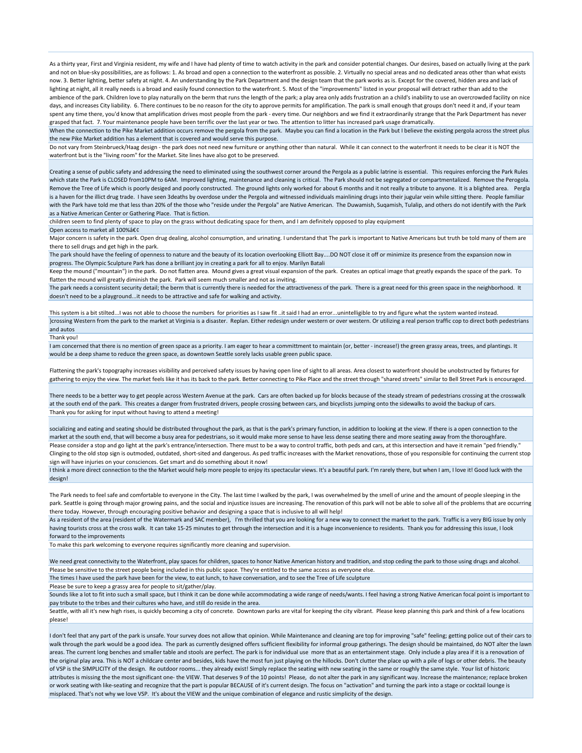As a thirty year, First and Virginia resident, my wife and I have had plenty of time to watch activity in the park and consider potential changes. Our desires, based on actually living at the park and not on blue-sky possibilities, are as follows: 1. As broad and open a connection to the waterfront as possible. 2. Virtually no special areas and no dedicated areas other than what exists now. 3. Better lighting, better safety at night. 4. An understanding by the Park Department and the design team that the park works as is. Except for the covered, hidden area and lack of lighting at night, all it really needs is a broad and easily found connection to the waterfront. 5. Most of the "improvements" listed in your proposal will detract rather than add to the ambience of the park. Children love to play naturally on the berm that runs the length of the park; a play area only adds frustration an a child's inability to use an overcrowded facility on nice days, and increases City liability. 6. There continues to be no reason for the city to approve permits for amplification. The park is small enough that groups don't need it and, if your team spent any time there, you'd know that amplification drives most people from the park - every time. Our neighbors and we find it extraordinarily strange that the Park Department has never grasped that fact. 7. Your maintenance people have been terrific over the last year or two. The attention to litter has increased park usage dramatically.

When the connection to the Pike Market addition occurs remove the pergola from the park. Maybe you can find a location in the Park but I believe the existing pergola across the street plus the new Pike Market addition has a element that is covered and would serve this purpose.

Do not vary from Steinbrueck/Haag design - the park does not need new furniture or anything other than natural. While it can connect to the waterfront it needs to be clear it is NOT the waterfront but is the "living room" for the Market. Site lines have also got to be preserved.

Creating a sense of public safety and addressing the need to eliminated using the southwest corner around the Pergola as a public latrine is essential. This requires enforcing the Park Rules which state the Park is CLOSED from10PM to 6AM. Improved lighting, maintenance and cleaning is critical. The Park should not be segregated or compartmentalized. Remove the Perogola. Remove the Tree of Life which is poorly designed and poorly constructed. The ground lights only worked for about 6 months and it not really a tribute to anyone. It is a blighted area. Pergla is a haven for the illict drug trade. I have seen 3deaths by overdose under the Pergola and witnessed individuals mainlining drugs into their jugular vein while sitting there. People familiar with the Park have told me that less than 20% of the those who "reside under the Pergola" are Native American. The Duwamish, Suqamish, Tulalip, and others do not identify with the Park as a Native American Center or Gathering Place. That is fiction.

children seem to find plenty of space to play on the grass without dedicating space for them, and I am definitely opposed to play equipment

Open access to market all 100%â€¢

Major concern is safety in the park. Open drug dealing, alcohol consumption, and urinating. I understand that The park is important to Native Americans but truth be told many of them are there to sell drugs and get high in the park.

The park should have the feeling of openness to nature and the beauty of its location overlooking Elliott Bay....DO NOT close it off or minimize its presence from the expansion now in progress. The Olympic Sculpture Park has done a brilliant joy in creating a park for all to enjoy. Marilyn Batali

Keep the mound ("mountain") in the park. Do not flatten area. Mound gives a great visual expansion of the park. Creates an optical image that greatly expands the space of the park. To flatten the mound will greatly diminish the park. Park will seem much smaller and not as inviting.

The park needs a consistent security detail; the berm that is currently there is needed for the attractiveness of the park. There is a great need for this green space in the neighborhood. It doesn't need to be a playground...it needs to be attractive and safe for walking and activity.

This system is a bit stilted...I was not able to choose the numbers for priorities as I saw fit ..it said I had an error...unintelligible to try and figure what the system wanted instead.

}crossing Western from the park to the market at Virginia is a disaster. Replan. Either redesign under western or over western. Or utilizing a real person traffic cop to direct both pedestrians and autos

Thank you!

I am concerned that there is no mention of green space as a priority. I am eager to hear a committment to maintain (or, better - increase!) the green grassy areas, trees, and plantings. It would be a deep shame to reduce the green space, as downtown Seattle sorely lacks usable green public space.

Flattening the park's topography increases visibility and perceived safety issues by having open line of sight to all areas. Area closest to waterfront should be unobstructed by fixtures for gathering to enjoy the view. The market feels like it has its back to the park. Better connecting to Pike Place and the street through "shared streets" similar to Bell Street Park is encouraged.

There needs to be a better way to get people across Western Avenue at the park. Cars are often backed up for blocks because of the steady stream of pedestrians crossing at the crosswalk at the south end of the park. This creates a danger from frustrated drivers, people crossing between cars, and bicyclists jumping onto the sidewalks to avoid the backup of cars.

Thank you for asking for input without having to attend a meeting!

socializing and eating and seating should be distributed throughout the park, as that is the park's primary function, in addition to looking at the view. If there is a open connection to the market at the south end, that will become a busy area for pedestrians, so it would make more sense to have less dense seating there and more seating away from the thoroughfare.

Please consider a stop and go light at the park's entrance/intersection. There must to be a way to control traffic, both peds and cars, at this intersection and have it remain "ped friendly." Clinging to the old stop sign is outmoded, outdated, short-sited and dangerous. As ped traffic increases with the Market renovations, those of you responsible for continuing the current stop sign will have injuries on your consciences. Get smart and do something about it now!

I think a more direct connection to the the Market would help more people to enjoy its spectacular views. It's a beautiful park. I'm rarely there, but when I am, I love it! Good luck with the design!

The Park needs to feel safe and comfortable to everyone in the City. The last time I walked by the park, I was overwhelmed by the smell of urine and the amount of people sleeping in the park. Seattle is going through major growing pains, and the social and injustice issues are increasing. The renovation of this park will not be able to solve all of the problems that are occurring there today. However, through encouraging positive behavior and designing a space that is inclusive to all will help!

As a resident of the area (resident of the Watermark and SAC member), I'm thrilled that you are looking for a new way to connect the market to the park. Traffic is a very BIG issue by only having tourists cross at the cross walk. It can take 15-25 minutes to get through the intersection and it is a huge inconvenience to residents. Thank you for addressing this issue, I look forward to the improvements

To make this park welcoming to everyone requires significantly more cleaning and supervision.

We need great connectivity to the Waterfront, play spaces for children, spaces to honor Native American history and tradition, and stop ceding the park to those using drugs and alcohol.

Please be sensitive to the street people being included in this public space. They're entitled to the same access as everyone else.

The times I have used the park have been for the view, to eat lunch, to have conversation, and to see the Tree of Life sculpture

Please be sure to keep a grassy area for people to sit/gather/play.

Sounds like a lot to fit into such a small space, but I think it can be done while accommodating a wide range of needs/wants. I feel having a strong Native American focal point is important to pay tribute to the tribes and their cultures who have, and still do reside in the area.

Seattle, with all it's new high rises, is quickly becoming a city of concrete. Downtown parks are vital for keeping the city vibrant. Please keep planning this park and think of a few locations please!

I don't feel that any part of the park is unsafe. Your survey does not allow that opinion. While Maintenance and cleaning are top for improving "safe" feeling; getting police out of their cars to walk through the park would be a good idea. The park as currently designed offers sufficient flexibility for informal group gatherings. The design should be maintained, do NOT alter the lawn areas. The current long benches and smaller table and stools are perfect. The park is for individual use more that as an entertainment stage. Only include a play area if it is a renovation of the original play area. This is NOT a childcare center and besides, kids have the most fun just playing on the hillocks. Don't clutter the place up with a pile of logs or other debris. The beauty of VSP is the SIMPLICITY of the design. Re outdoor rooms... they already exist! Simply replace the seating with new seating in the same or roughly the same style. Your list of historic attributes is missing the the most significant one- the VIEW. That deserves 9 of the 10 points! Please, do not alter the park in any significant way. Increase the maintenance; replace broken or work seating with like-seating and recognize that the part is popular BECAUSE of it's current design. The focus on "activation" and turning the park into a stage or cocktail lounge is misplaced. That's not why we love VSP. It's about the VIEW and the unique combination of elegance and rustic simplicity of the design.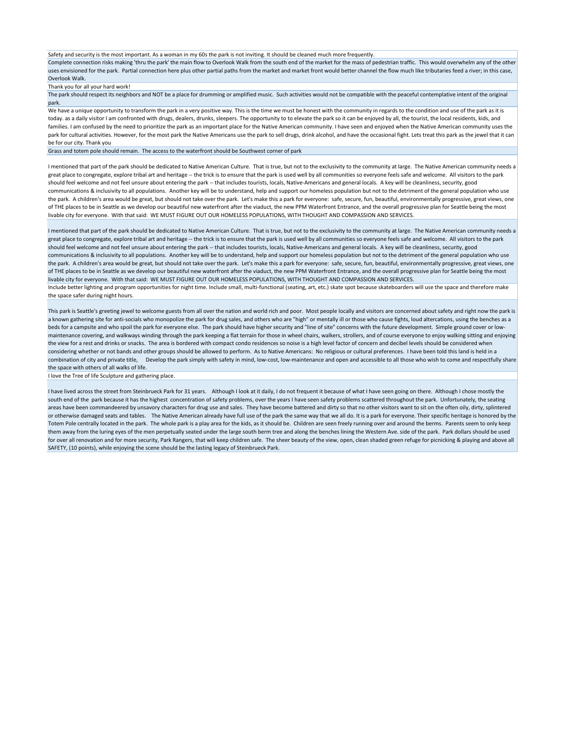Safety and security is the most important. As a woman in my 60s the park is not inviting. It should be cleaned much more frequently.

Complete connection risks making 'thru the park' the main flow to Overlook Walk from the south end of the market for the mass of pedestrian traffic. This would overwhelm any of the other uses envisioned for the park. Partial connection here plus other partial paths from the market and market front would better channel the flow much like tributaries feed a river; in this case, Overlook Walk.

Thank you for all your hard work!

The park should respect its neighbors and NOT be a place for drumming or amplified music. Such activities would not be compatible with the peaceful contemplative intent of the original park.

We have a unique opportunity to transform the park in a very positive way. This is the time we must be honest with the community in regards to the condition and use of the park as it is today. as a daily visitor I am confronted with drugs, dealers, drunks, sleepers. The opportunity to to elevate the park so it can be enjoyed by all, the tourist, the local residents, kids, and families. I am confused by the need to prioritize the park as an important place for the Native American community. I have seen and enjoyed when the Native American community uses the park for cultural activities. However, for the most park the Native Americans use the park to sell drugs, drink alcohol, and have the occasional fight. Lets treat this park as the jewel that it can be for our city. Thank you

Grass and totem pole should remain. The access to the waterfront should be Southwest corner of park

I mentioned that part of the park should be dedicated to Native American Culture. That is true, but not to the exclusivity to the community at large. The Native American community needs a great place to congregate, explore tribal art and heritage -- the trick is to ensure that the park is used well by all communities so everyone feels safe and welcome. All visitors to the park should feel welcome and not feel unsure about entering the park -- that includes tourists, locals, Native-Americans and general locals. A key will be cleanliness, security, good communications & inclusivity to all populations. Another key will be to understand, help and support our homeless population but not to the detriment of the general population who use the park. A children's area would be great, but should not take over the park. Let's make this a park for everyone: safe, secure, fun, beautiful, environmentally progressive, great views, one of THE places to be in Seattle as we develop our beautiful new waterfront after the viaduct, the new PPM Waterfront Entrance, and the overall progressive plan for Seattle being the most livable city for everyone. With that said: WE MUST FIGURE OUT OUR HOMELESS POPULATIONS, WITH THOUGHT AND COMPASSION AND SERVICES.

I mentioned that part of the park should be dedicated to Native American Culture. That is true, but not to the exclusivity to the community at large. The Native American community needs a great place to congregate, explore tribal art and heritage -- the trick is to ensure that the park is used well by all communities so everyone feels safe and welcome. All visitors to the park should feel welcome and not feel unsure about entering the park -- that includes tourists, locals, Native-Americans and general locals. A key will be cleanliness, security, good communications & inclusivity to all populations. Another key will be to understand, help and support our homeless population but not to the detriment of the general population who use the park. A children's area would be great, but should not take over the park. Let's make this a park for everyone: safe, secure, fun, beautiful, environmentally progressive, great views, one of THE places to be in Seattle as we develop our beautiful new waterfront after the viaduct, the new PPM Waterfront Entrance, and the overall progressive plan for Seattle being the most livable city for everyone. With that said: WE MUST FIGURE OUT OUR HOMELESS POPULATIONS, WITH THOUGHT AND COMPASSION AND SERVICES.

Include better lighting and program opportunities for night time. Include small, multi-functional (seating, art, etc.) skate spot because skateboarders will use the space and therefore make the space safer during night hours.

This park is Seattle's greeting jewel to welcome guests from all over the nation and world rich and poor. Most people locally and visitors are concerned about safety and right now the park is a known gathering site for anti-socials who monopolize the park for drug sales, and others who are "high" or mentally ill or those who cause fights, loud altercations, using the benches as a beds for a campsite and who spoil the park for everyone else. The park should have higher security and "line of site" concerns with the future development. Simple ground cover or low-maintenance covering, and walkways winding through the park keeping a flat terrain for those in wheel chairs, walkers, strollers, and of course everyone to enjoy walking sitting and enjoying the view for a rest and drinks or snacks. The area is bordered with compact condo residences so noise is a high level factor of concern and decibel levels should be considered when considering whether or not bands and other groups should be allowed to perform. As to Native Americans: No religious or cultural preferences. I have been told this land is held in a combination of city and private title, Develop the park simply with safety in mind, low-cost, low-maintenance and open and accessible to all those who wish to come and respectfully share the space with others of all walks of life.

I love the Tree of life Sculpture and gathering place.

I have lived across the street from Steinbrueck Park for 31 years. Although I look at it daily, I do not frequent it because of what I have seen going on there. Although I chose mostly the south end of the park because it has the highest concentration of safety problems, over the years I have seen safety problems scattered throughout the park. Unfortunately, the seating areas have been commandeered by unsavory characters for drug use and sales. They have become battered and dirty so that no other visitors want to sit on the often oily, dirty, splintered or otherwise damaged seats and tables. The Native American already have full use of the park the same way that we all do. It is a park for everyone. Their specific heritage is honored by the Totem Pole centrally located in the park. The whole park is a play area for the kids, as it should be. Children are seen freely running over and around the berms. Parents seem to only keep them away from the luring eyes of the men perpetually seated under the large south berm tree and along the benches lining the Western Ave. side of the park. Park dollars should be used for over all renovation and for more security, Park Rangers, that will keep children safe. The sheer beauty of the view, open, clean shaded green refuge for picnicking & playing and above all SAFETY, (10 points), while enjoying the scene should be the lasting legacy of Steinbrueck Park.